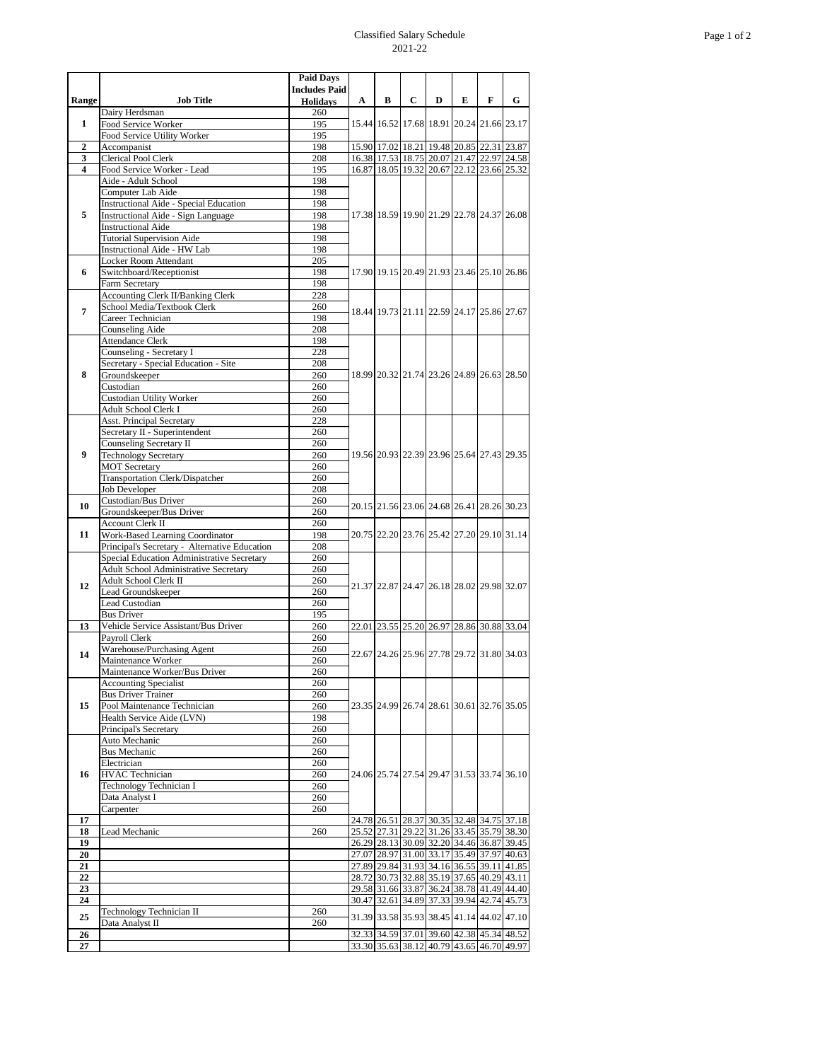# Classified Salary Schedule
## 2021-22

| Range | Job Title | Paid Days Includes Paid Holidays | A | B | C | D | E | F | G |
|---|---|---|---|---|---|---|---|---|---|
| 1 | Dairy Herdsman | 260 | 15.44 | 16.52 | 17.68 | 18.91 | 20.24 | 21.66 | 23.17 |
| | Food Service Worker | 195 | | | | | | | |
| | Food Service Utility Worker | 195 | | | | | | | |
| 2 | Accompanist | 198 | 15.90 | 17.02 | 18.21 | 19.48 | 20.85 | 22.31 | 23.87 |
| 3 | Clerical Pool Clerk | 208 | 16.38 | 17.53 | 18.75 | 20.07 | 21.47 | 22.97 | 24.58 |
| 4 | Food Service Worker - Lead | 195 | 16.87 | 18.05 | 19.32 | 20.67 | 22.12 | 23.66 | 25.32 |
| 5 | Aide - Adult School | 198 | 17.38 | 18.59 | 19.90 | 21.29 | 22.78 | 24.37 | 26.08 |
| | Computer Lab Aide | 198 | | | | | | | |
| | Instructional Aide - Special Education | 198 | | | | | | | |
| | Instructional Aide - Sign Language | 198 | | | | | | | |
| | Instructional Aide | 198 | | | | | | | |
| | Tutorial Supervision Aide | 198 | | | | | | | |
| | Instructional Aide - HW Lab | 198 | | | | | | | |
| 6 | Locker Room Attendant | 205 | 17.90 | 19.15 | 20.49 | 21.93 | 23.46 | 25.10 | 26.86 |
| | Switchboard/Receptionist | 198 | | | | | | | |
| | Farm Secretary | 198 | | | | | | | |
| 7 | Accounting Clerk II/Banking Clerk | 228 | 18.44 | 19.73 | 21.11 | 22.59 | 24.17 | 25.86 | 27.67 |
| | School Media/Textbook Clerk | 260 | | | | | | | |
| | Career Technician | 198 | | | | | | | |
| | Counseling Aide | 208 | | | | | | | |
| 8 | Attendance Clerk | 198 | 18.99 | 20.32 | 21.74 | 23.26 | 24.89 | 26.63 | 28.50 |
| | Counseling - Secretary I | 228 | | | | | | | |
| | Secretary - Special Education - Site | 208 | | | | | | | |
| | Groundskeeper | 260 | | | | | | | |
| | Custodian | 260 | | | | | | | |
| | Custodian Utility Worker | 260 | | | | | | | |
| | Adult School Clerk I | 260 | | | | | | | |
| 9 | Asst. Principal Secretary | 228 | 19.56 | 20.93 | 22.39 | 23.96 | 25.64 | 27.43 | 29.35 |
| | Secretary II - Superintendent | 260 | | | | | | | |
| | Counseling Secretary II | 260 | | | | | | | |
| | Technology Secretary | 260 | | | | | | | |
| | MOT Secretary | 260 | | | | | | | |
| | Transportation Clerk/Dispatcher | 260 | | | | | | | |
| | Job Developer | 208 | | | | | | | |
| 10 | Custodian/Bus Driver | 260 | 20.15 | 21.56 | 23.06 | 24.68 | 26.41 | 28.26 | 30.23 |
| | Groundskeeper/Bus Driver | 260 | | | | | | | |
| 11 | Account Clerk II | 260 | 20.75 | 22.20 | 23.76 | 25.42 | 27.20 | 29.10 | 31.14 |
| | Work-Based Learning Coordinator | 198 | | | | | | | |
| | Principal's Secretary - Alternative Education | 208 | | | | | | | |
| 12 | Special Education Administrative Secretary | 260 | 21.37 | 22.87 | 24.47 | 26.18 | 28.02 | 29.98 | 32.07 |
| | Adult School Administrative Secretary | 260 | | | | | | | |
| | Adult School Clerk II | 260 | | | | | | | |
| | Lead Groundskeeper | 260 | | | | | | | |
| | Lead Custodian | 260 | | | | | | | |
| | Bus Driver | 195 | | | | | | | |
| 13 | Vehicle Service Assistant/Bus Driver | 260 | 22.01 | 23.55 | 25.20 | 26.97 | 28.86 | 30.88 | 33.04 |
| 14 | Payroll Clerk | 260 | 22.67 | 24.26 | 25.96 | 27.78 | 29.72 | 31.80 | 34.03 |
| | Warehouse/Purchasing Agent | 260 | | | | | | | |
| | Maintenance Worker | 260 | | | | | | | |
| | Maintenance Worker/Bus Driver | 260 | | | | | | | |
| 15 | Accounting Specialist | 260 | 23.35 | 24.99 | 26.74 | 28.61 | 30.61 | 32.76 | 35.05 |
| | Bus Driver Trainer | 260 | | | | | | | |
| | Pool Maintenance Technician | 260 | | | | | | | |
| | Health Service Aide (LVN) | 198 | | | | | | | |
| | Principal's Secretary | 260 | | | | | | | |
| 16 | Auto Mechanic | 260 | 24.06 | 25.74 | 27.54 | 29.47 | 31.53 | 33.74 | 36.10 |
| | Bus Mechanic | 260 | | | | | | | |
| | Electrician | 260 | | | | | | | |
| | HVAC Technician | 260 | | | | | | | |
| | Technology Technician I | 260 | | | | | | | |
| | Data Analyst I | 260 | | | | | | | |
| | Carpenter | 260 | | | | | | | |
| 17 | | | 24.78 | 26.51 | 28.37 | 30.35 | 32.48 | 34.75 | 37.18 |
| 18 | Lead Mechanic | 260 | 25.52 | 27.31 | 29.22 | 31.26 | 33.45 | 35.79 | 38.30 |
| 19 | | | 26.29 | 28.13 | 30.09 | 32.20 | 34.46 | 36.87 | 39.45 |
| 20 | | | 27.07 | 28.97 | 31.00 | 33.17 | 35.49 | 37.97 | 40.63 |
| 21 | | | 27.89 | 29.84 | 31.93 | 34.16 | 36.55 | 39.11 | 41.85 |
| 22 | | | 28.72 | 30.73 | 32.88 | 35.19 | 37.65 | 40.29 | 43.11 |
| 23 | | | 29.58 | 31.66 | 33.87 | 36.24 | 38.78 | 41.49 | 44.40 |
| 24 | | | 30.47 | 32.61 | 34.89 | 37.33 | 39.94 | 42.74 | 45.73 |
| 25 | Technology Technician II | 260 | 31.39 | 33.58 | 35.93 | 38.45 | 41.14 | 44.02 | 47.10 |
| | Data Analyst II | 260 | | | | | | | |
| 26 | | | 32.33 | 34.59 | 37.01 | 39.60 | 42.38 | 45.34 | 48.52 |
| 27 | | | 33.30 | 35.63 | 38.12 | 40.79 | 43.65 | 46.70 | 49.97 |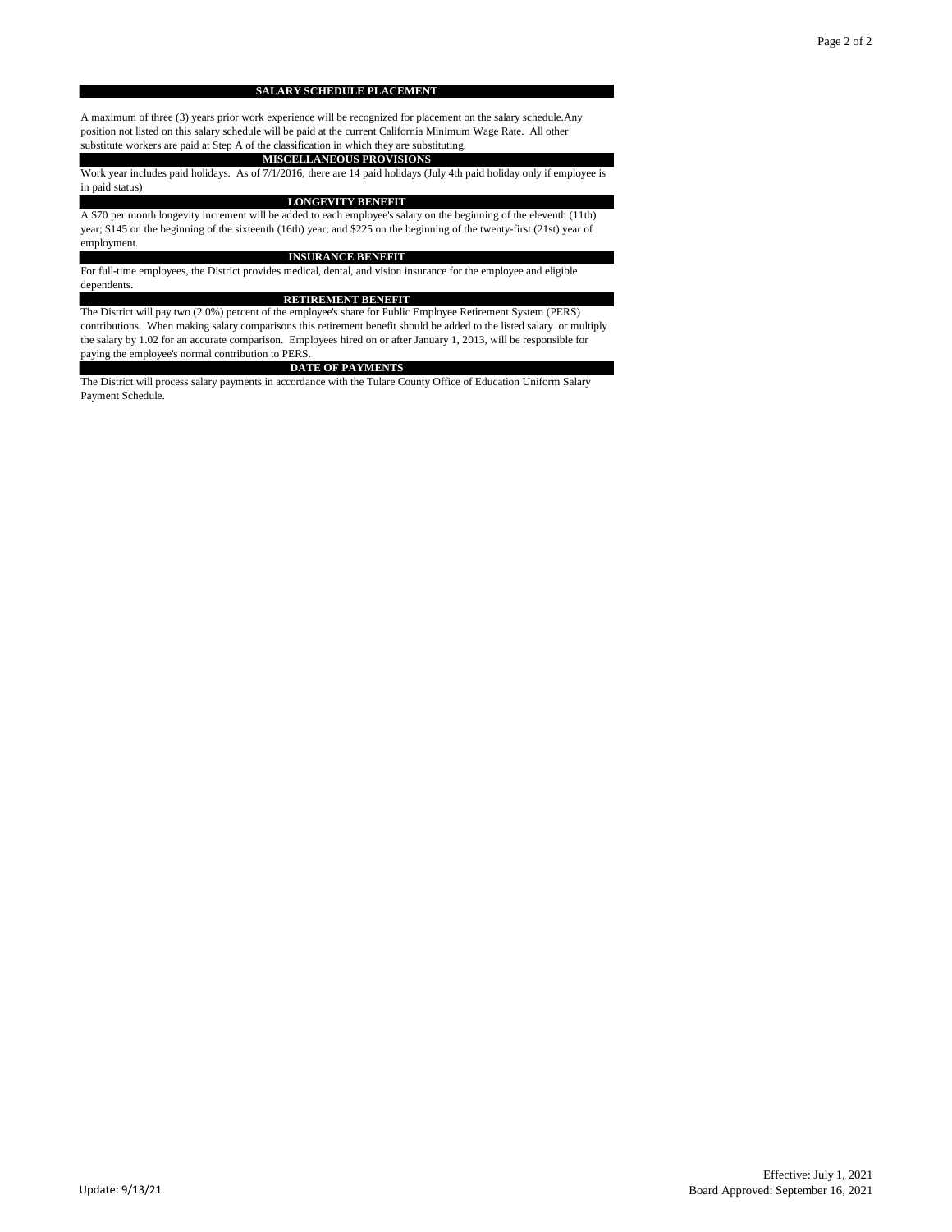## SALARY SCHEDULE PLACEMENT

A maximum of three (3) years prior work experience will be recognized for placement on the salary schedule.Any position not listed on this salary schedule will be paid at the current California Minimum Wage Rate. All other substitute workers are paid at Step A of the classification in which they are substituting.

## MISCELLANEOUS PROVISIONS

Work year includes paid holidays. As of 7/1/2016, there are 14 paid holidays (July 4th paid holiday only if employee is in paid status)

## LONGEVITY BENEFIT

A $70 per month longevity increment will be added to each employee's salary on the beginning of the eleventh (11th) year; $145 on the beginning of the sixteenth (16th) year; and $225 on the beginning of the twenty-first (21st) year of employment.

## INSURANCE BENEFIT

For full-time employees, the District provides medical, dental, and vision insurance for the employee and eligible dependents.

## RETIREMENT BENEFIT

The District will pay two (2.0%) percent of the employee's share for Public Employee Retirement System (PERS) contributions. When making salary comparisons this retirement benefit should be added to the listed salary or multiply the salary by 1.02 for an accurate comparison. Employees hired on or after January 1, 2013, will be responsible for paying the employee's normal contribution to PERS.

## DATE OF PAYMENTS

The District will process salary payments in accordance with the Tulare County Office of Education Uniform Salary Payment Schedule.

Update: 9/13/21

Effective: July 1, 2021
Board Approved: September 16, 2021